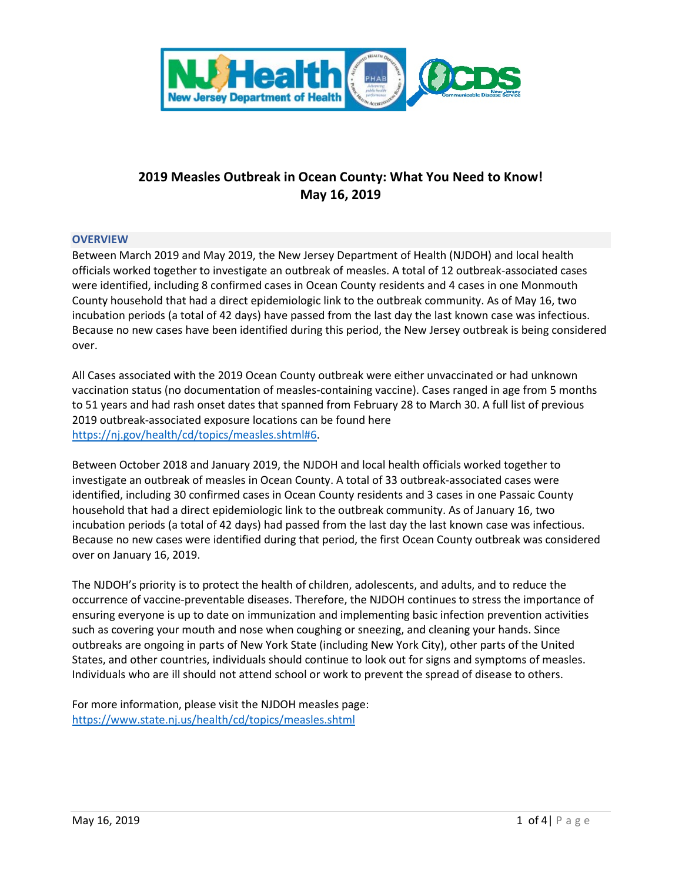# 2019 Measles Outbreak in Ocean County: What You Need to Know!
## May 16, 2019

### OVERVIEW

Between March 2019 and May 2019, the New Jersey Department of Health (NJDOH) and local health officials worked together to investigate an outbreak of measles. A total of 12 outbreak-associated cases were identified, including 8 confirmed cases in Ocean County residents and 4 cases in one Monmouth County household that had a direct epidemiologic link to the outbreak community. As of May 16, two incubation periods (a total of 42 days) have passed from the last day the last known case was infectious. Because no new cases have been identified during this period, the New Jersey outbreak is being considered over.

All Cases associated with the 2019 Ocean County outbreak were either unvaccinated or had unknown vaccination status (no documentation of measles-containing vaccine). Cases ranged in age from 5 months to 51 years and had rash onset dates that spanned from February 28 to March 30. A full list of previous 2019 outbreak-associated exposure locations can be found here https://nj.gov/health/cd/topics/measles.shtml#6.

Between October 2018 and January 2019, the NJDOH and local health officials worked together to investigate an outbreak of measles in Ocean County. A total of 33 outbreak-associated cases were identified, including 30 confirmed cases in Ocean County residents and 3 cases in one Passaic County household that had a direct epidemiologic link to the outbreak community. As of January 16, two incubation periods (a total of 42 days) had passed from the last day the last known case was infectious. Because no new cases were identified during that period, the first Ocean County outbreak was considered over on January 16, 2019.

The NJDOH's priority is to protect the health of children, adolescents, and adults, and to reduce the occurrence of vaccine-preventable diseases. Therefore, the NJDOH continues to stress the importance of ensuring everyone is up to date on immunization and implementing basic infection prevention activities such as covering your mouth and nose when coughing or sneezing, and cleaning your hands. Since outbreaks are ongoing in parts of New York State (including New York City), other parts of the United States, and other countries, individuals should continue to look out for signs and symptoms of measles. Individuals who are ill should not attend school or work to prevent the spread of disease to others.

For more information, please visit the NJDOH measles page:
https://www.state.nj.us/health/cd/topics/measles.shtml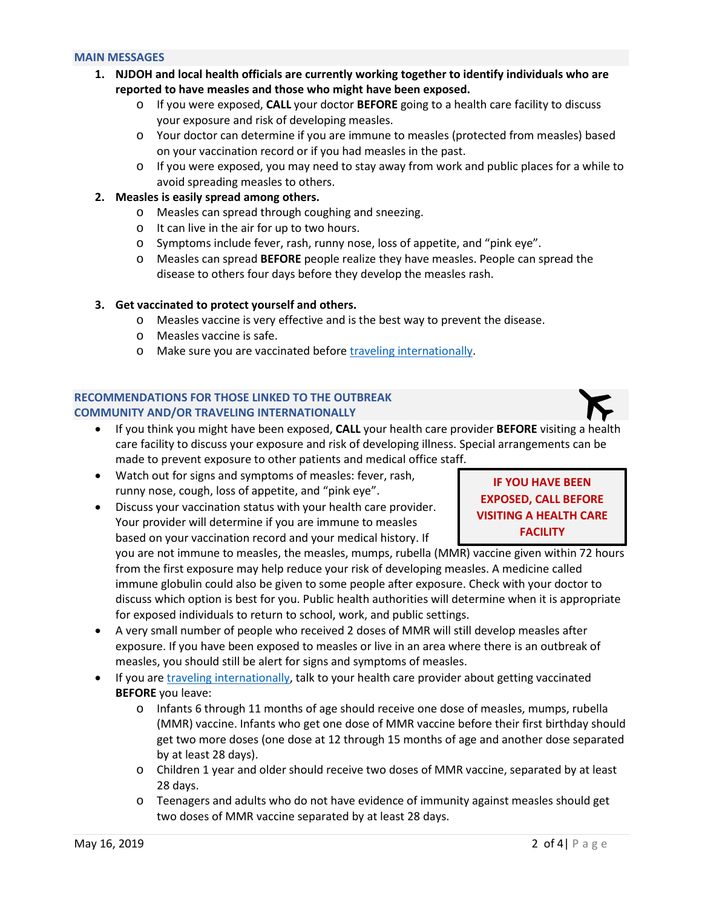## MAIN MESSAGES

1. **NJDOH and local health officials are currently working together to identify individuals who are reported to have measles and those who might have been exposed.**
   - If you were exposed, **CALL** your doctor **BEFORE** going to a health care facility to discuss your exposure and risk of developing measles.
   - Your doctor can determine if you are immune to measles (protected from measles) based on your vaccination record or if you had measles in the past.
   - If you were exposed, you may need to stay away from work and public places for a while to avoid spreading measles to others.
2. **Measles is easily spread among others.**
   - Measles can spread through coughing and sneezing.
   - It can live in the air for up to two hours.
   - Symptoms include fever, rash, runny nose, loss of appetite, and "pink eye".
   - Measles can spread **BEFORE** people realize they have measles. People can spread the disease to others four days before they develop the measles rash.
3. **Get vaccinated to protect yourself and others.**
   - Measles vaccine is very effective and is the best way to prevent the disease.
   - Measles vaccine is safe.
   - Make sure you are vaccinated before traveling internationally.

## RECOMMENDATIONS FOR THOSE LINKED TO THE OUTBREAK COMMUNITY AND/OR TRAVELING INTERNATIONALLY

**IF YOU HAVE BEEN EXPOSED, CALL BEFORE VISITING A HEALTH CARE FACILITY**

- If you think you might have been exposed, **CALL** your health care provider **BEFORE** visiting a health care facility to discuss your exposure and risk of developing illness. Special arrangements can be made to prevent exposure to other patients and medical office staff.
- Watch out for signs and symptoms of measles: fever, rash, runny nose, cough, loss of appetite, and "pink eye".
- Discuss your vaccination status with your health care provider. Your provider will determine if you are immune to measles based on your vaccination record and your medical history. If you are not immune to measles, the measles, mumps, rubella (MMR) vaccine given within 72 hours from the first exposure may help reduce your risk of developing measles. A medicine called immune globulin could also be given to some people after exposure. Check with your doctor to discuss which option is best for you. Public health authorities will determine when it is appropriate for exposed individuals to return to school, work, and public settings.
- A very small number of people who received 2 doses of MMR will still develop measles after exposure. If you have been exposed to measles or live in an area where there is an outbreak of measles, you should still be alert for signs and symptoms of measles.
- If you are traveling internationally, talk to your health care provider about getting vaccinated **BEFORE** you leave:
  - Infants 6 through 11 months of age should receive one dose of measles, mumps, rubella (MMR) vaccine. Infants who get one dose of MMR vaccine before their first birthday should get two more doses (one dose at 12 through 15 months of age and another dose separated by at least 28 days).
  - Children 1 year and older should receive two doses of MMR vaccine, separated by at least 28 days.
  - Teenagers and adults who do not have evidence of immunity against measles should get two doses of MMR vaccine separated by at least 28 days.

May 16, 2019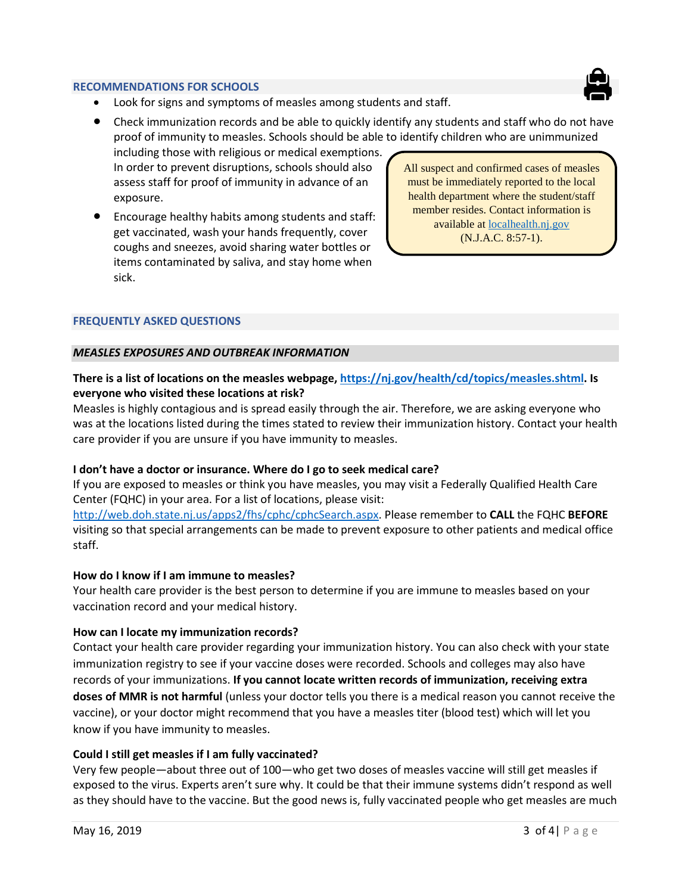## RECOMMENDATIONS FOR SCHOOLS

- Look for signs and symptoms of measles among students and staff.
- Check immunization records and be able to quickly identify any students and staff who do not have proof of immunity to measles. Schools should be able to identify children who are unimmunized including those with religious or medical exemptions. In order to prevent disruptions, schools should also assess staff for proof of immunity in advance of an exposure.
- Encourage healthy habits among students and staff: get vaccinated, wash your hands frequently, cover coughs and sneezes, avoid sharing water bottles or items contaminated by saliva, and stay home when sick.

> All suspect and confirmed cases of measles must be immediately reported to the local health department where the student/staff member resides. Contact information is available at [localhealth.nj.gov](localhealth.nj.gov) (N.J.A.C. 8:57-1).

## FREQUENTLY ASKED QUESTIONS

### *MEASLES EXPOSURES AND OUTBREAK INFORMATION*

**There is a list of locations on the measles webpage, [https://nj.gov/health/cd/topics/measles.shtml](https://nj.gov/health/cd/topics/measles.shtml). Is everyone who visited these locations at risk?**

Measles is highly contagious and is spread easily through the air. Therefore, we are asking everyone who was at the locations listed during the times stated to review their immunization history. Contact your health care provider if you are unsure if you have immunity to measles.

**I don't have a doctor or insurance. Where do I go to seek medical care?**

If you are exposed to measles or think you have measles, you may visit a Federally Qualified Health Care Center (FQHC) in your area. For a list of locations, please visit: [http://web.doh.state.nj.us/apps2/fhs/cphc/cphcSearch.aspx](http://web.doh.state.nj.us/apps2/fhs/cphc/cphcSearch.aspx). Please remember to **CALL** the FQHC **BEFORE** visiting so that special arrangements can be made to prevent exposure to other patients and medical office staff.

**How do I know if I am immune to measles?**

Your health care provider is the best person to determine if you are immune to measles based on your vaccination record and your medical history.

**How can I locate my immunization records?**

Contact your health care provider regarding your immunization history. You can also check with your state immunization registry to see if your vaccine doses were recorded. Schools and colleges may also have records of your immunizations. **If you cannot locate written records of immunization, receiving extra doses of MMR is not harmful** (unless your doctor tells you there is a medical reason you cannot receive the vaccine), or your doctor might recommend that you have a measles titer (blood test) which will let you know if you have immunity to measles.

**Could I still get measles if I am fully vaccinated?**

Very few people—about three out of 100—who get two doses of measles vaccine will still get measles if exposed to the virus. Experts aren't sure why. It could be that their immune systems didn't respond as well as they should have to the vaccine. But the good news is, fully vaccinated people who get measles are much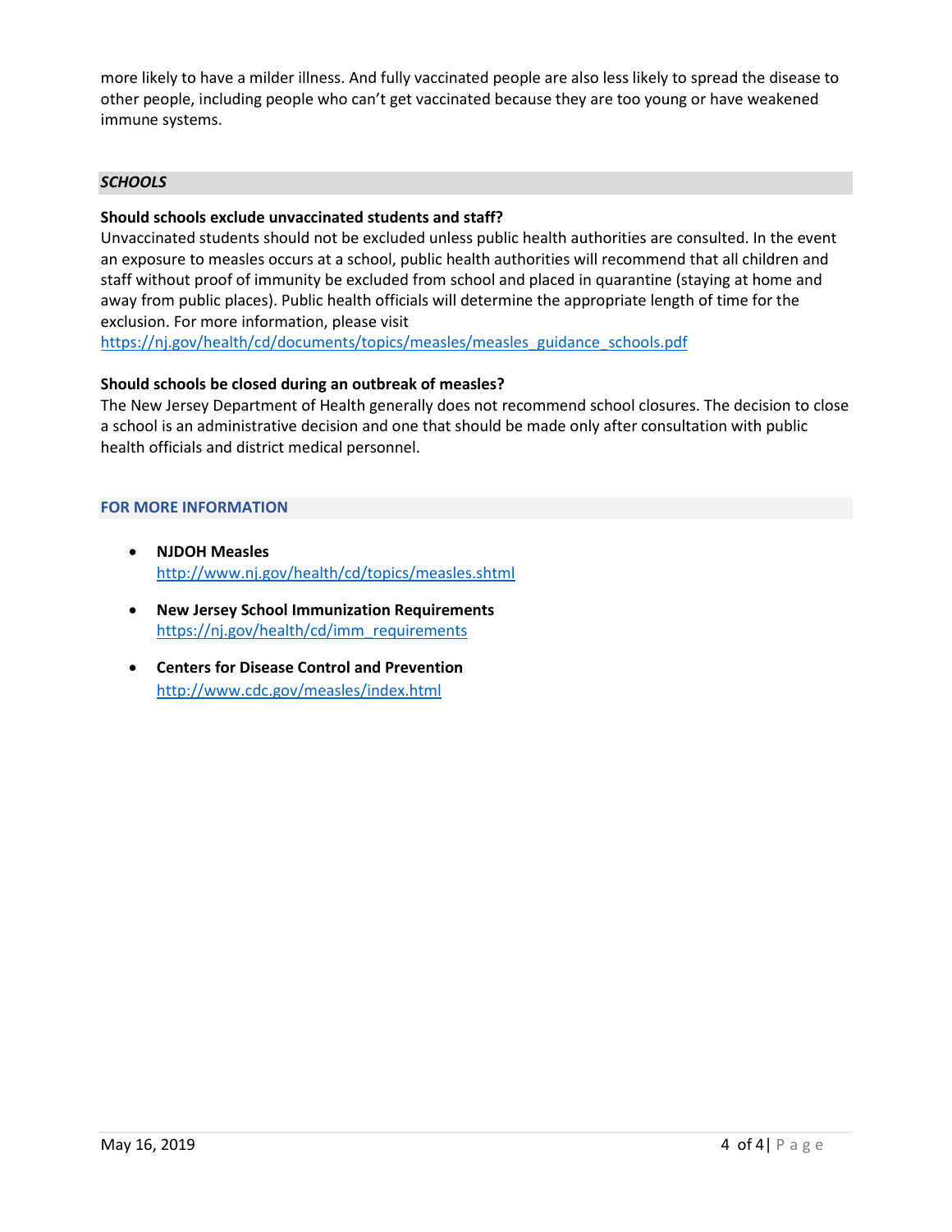more likely to have a milder illness. And fully vaccinated people are also less likely to spread the disease to other people, including people who can't get vaccinated because they are too young or have weakened immune systems.

## *SCHOOLS*

**Should schools exclude unvaccinated students and staff?**

Unvaccinated students should not be excluded unless public health authorities are consulted. In the event an exposure to measles occurs at a school, public health authorities will recommend that all children and staff without proof of immunity be excluded from school and placed in quarantine (staying at home and away from public places). Public health officials will determine the appropriate length of time for the exclusion. For more information, please visit https://nj.gov/health/cd/documents/topics/measles/measles_guidance_schools.pdf

**Should schools be closed during an outbreak of measles?**

The New Jersey Department of Health generally does not recommend school closures. The decision to close a school is an administrative decision and one that should be made only after consultation with public health officials and district medical personnel.

## FOR MORE INFORMATION

- **NJDOH Measles**
  http://www.nj.gov/health/cd/topics/measles.shtml
- **New Jersey School Immunization Requirements**
  https://nj.gov/health/cd/imm_requirements
- **Centers for Disease Control and Prevention**
  http://www.cdc.gov/measles/index.html